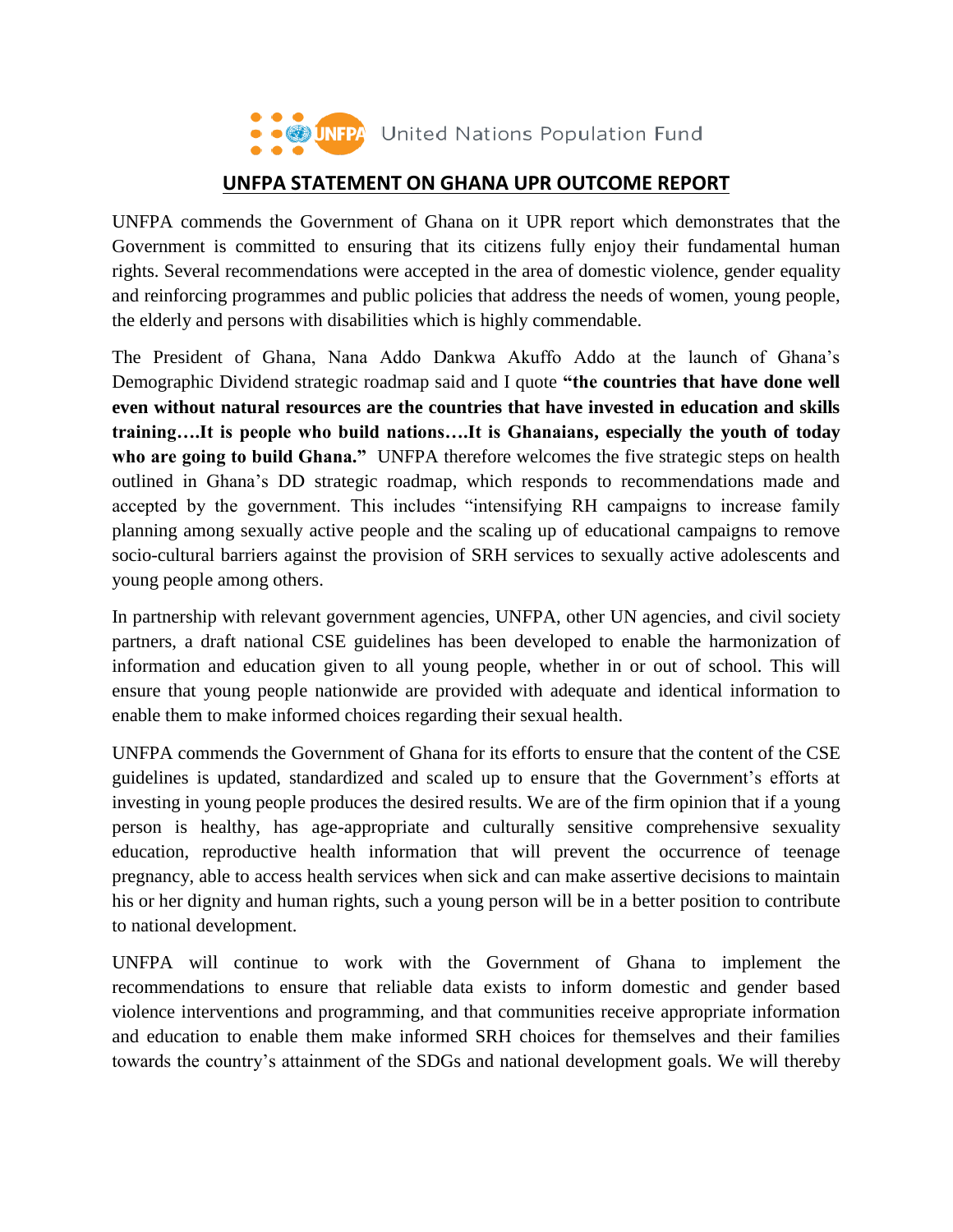United Nations Population Fund

## UNFPA STATEMENT ON GHANA UPR OUTCOME REPORT

UNFPA commends the Government of Ghana on it UPR report which demonstrates that the Government is committed to ensuring that its citizens fully enjoy their fundamental human rights. Several recommendations were accepted in the area of domestic violence, gender equality and reinforcing programmes and public policies that address the needs of women, young people, the elderly and persons with disabilities which is highly commendable.

The President of Ghana, Nana Addo Dankwa Akuffo Addo at the launch of Ghana's Demographic Dividend strategic roadmap said and I quote **"the countries that have done well even without natural resources are the countries that have invested in education and skills training….It is people who build nations….It is Ghanaians, especially the youth of today who are going to build Ghana."** UNFPA therefore welcomes the five strategic steps on health outlined in Ghana's DD strategic roadmap, which responds to recommendations made and accepted by the government. This includes "intensifying RH campaigns to increase family planning among sexually active people and the scaling up of educational campaigns to remove socio-cultural barriers against the provision of SRH services to sexually active adolescents and young people among others.

In partnership with relevant government agencies, UNFPA, other UN agencies, and civil society partners, a draft national CSE guidelines has been developed to enable the harmonization of information and education given to all young people, whether in or out of school. This will ensure that young people nationwide are provided with adequate and identical information to enable them to make informed choices regarding their sexual health.

UNFPA commends the Government of Ghana for its efforts to ensure that the content of the CSE guidelines is updated, standardized and scaled up to ensure that the Government's efforts at investing in young people produces the desired results. We are of the firm opinion that if a young person is healthy, has age-appropriate and culturally sensitive comprehensive sexuality education, reproductive health information that will prevent the occurrence of teenage pregnancy, able to access health services when sick and can make assertive decisions to maintain his or her dignity and human rights, such a young person will be in a better position to contribute to national development.

UNFPA will continue to work with the Government of Ghana to implement the recommendations to ensure that reliable data exists to inform domestic and gender based violence interventions and programming, and that communities receive appropriate information and education to enable them make informed SRH choices for themselves and their families towards the country's attainment of the SDGs and national development goals. We will thereby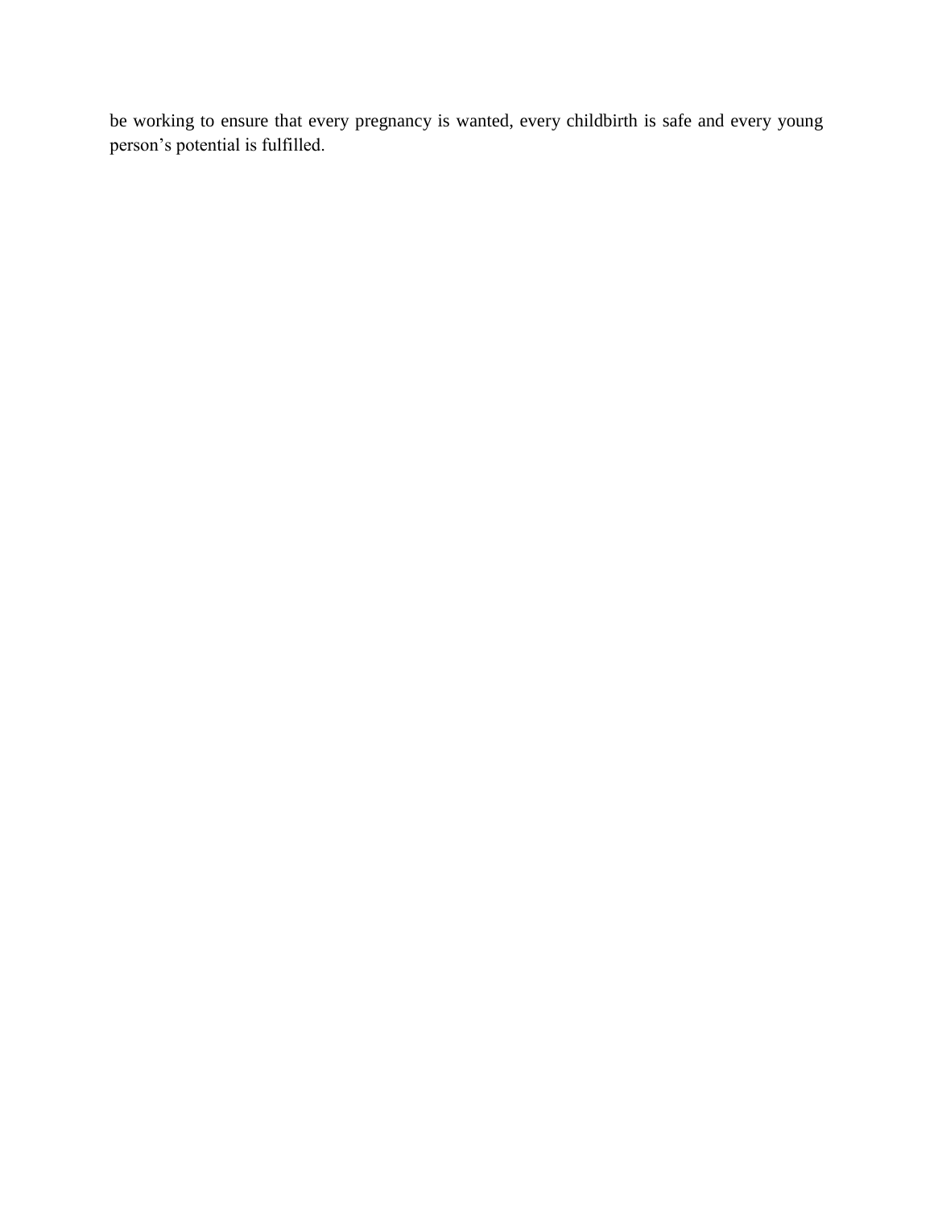be working to ensure that every pregnancy is wanted, every childbirth is safe and every young person's potential is fulfilled.